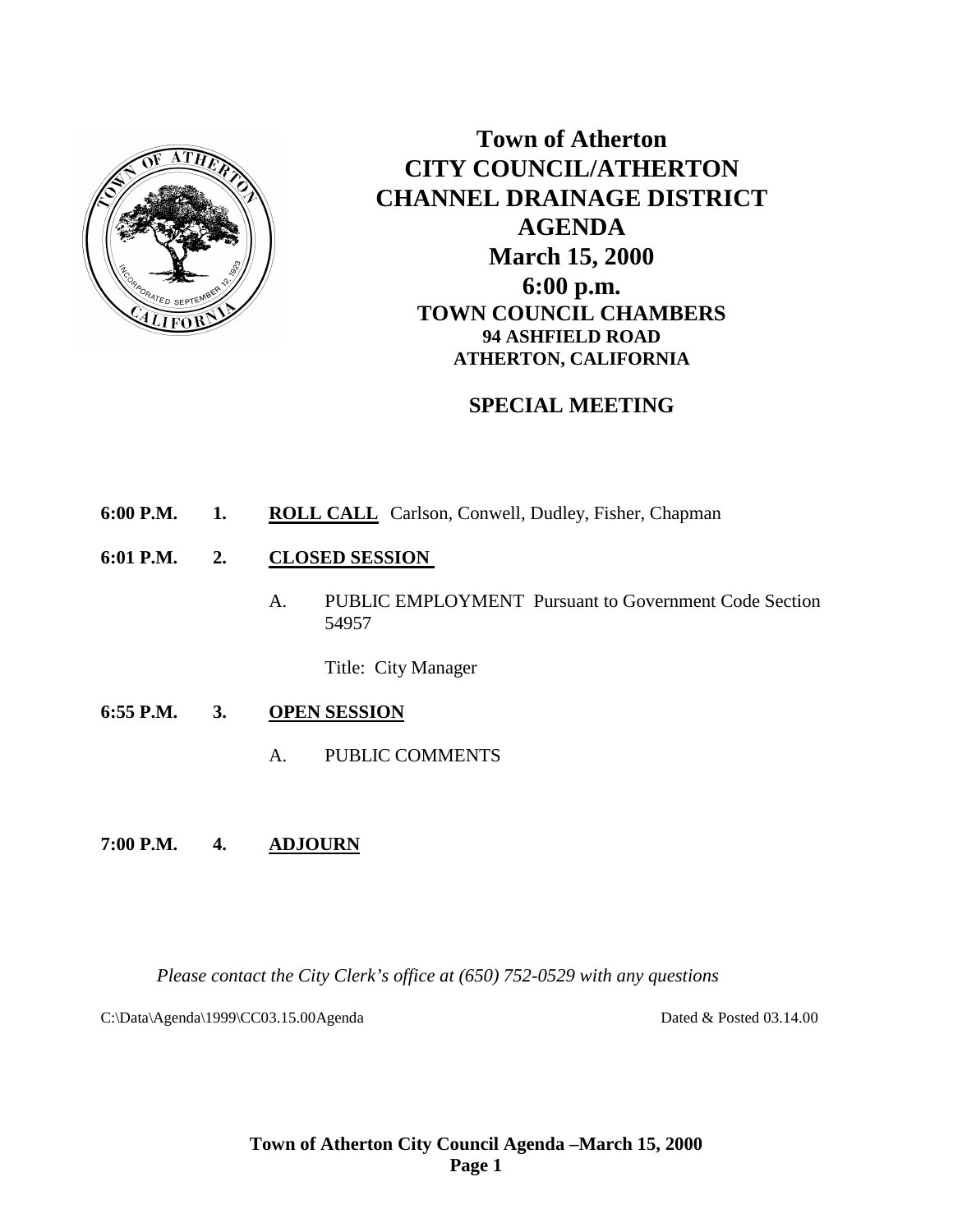# Town of Atherton
# CITY COUNCIL/ATHERTON CHANNEL DRAINAGE DISTRICT AGENDA
## March 15, 2000
## 6:00 p.m.
### TOWN COUNCIL CHAMBERS
**94 ASHFIELD ROAD**
**ATHERTON, CALIFORNIA**

### SPECIAL MEETING

**6:00 P.M.** **1.** **ROLL CALL** Carlson, Conwell, Dudley, Fisher, Chapman

**6:01 P.M.** **2.** **CLOSED SESSION**

A. PUBLIC EMPLOYMENT Pursuant to Government Code Section 54957

Title: City Manager

**6:55 P.M.** **3.** **OPEN SESSION**

A. PUBLIC COMMENTS

**7:00 P.M.** **4.** **ADJOURN**

*Please contact the City Clerk's office at (650) 752-0529 with any questions*

C:\Data\Agenda\1999\CC03.15.00Agenda Dated & Posted 03.14.00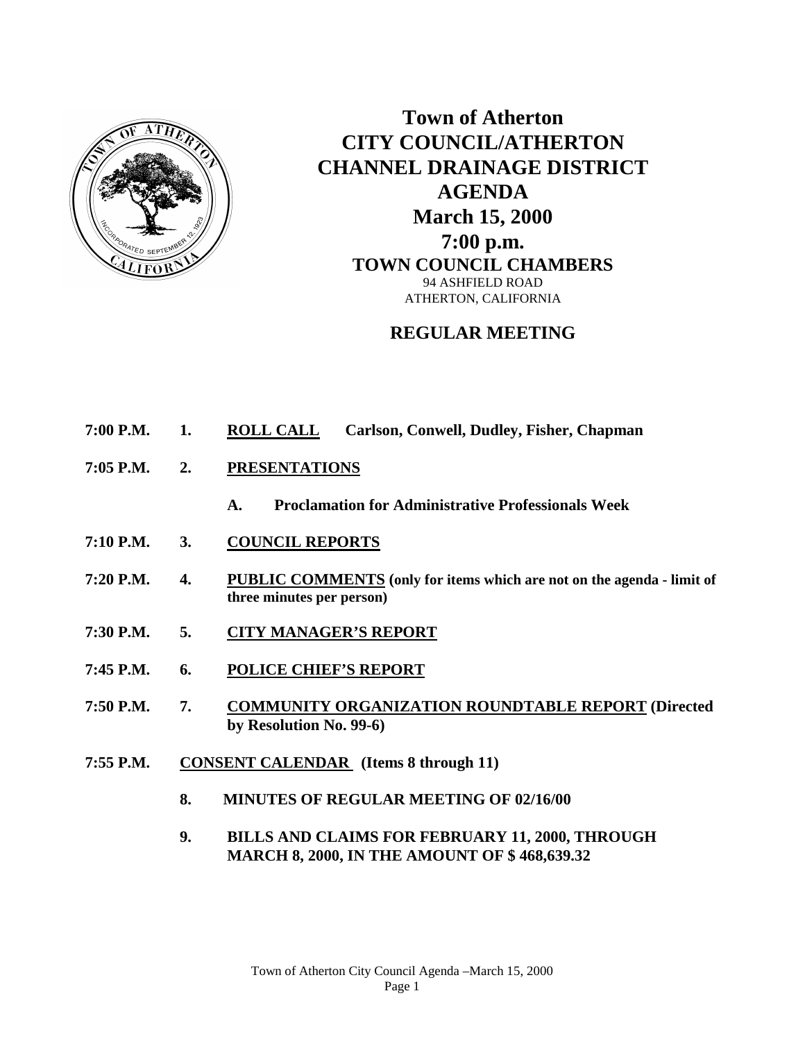# Town of Atherton
# CITY COUNCIL/ATHERTON CHANNEL DRAINAGE DISTRICT
# AGENDA
## March 15, 2000
## 7:00 p.m.
### TOWN COUNCIL CHAMBERS
94 ASHFIELD ROAD
ATHERTON, CALIFORNIA

## REGULAR MEETING

**7:00 P.M. 1. ROLL CALL** **Carlson, Conwell, Dudley, Fisher, Chapman**

**7:05 P.M. 2. PRESENTATIONS**

**A. Proclamation for Administrative Professionals Week**

**7:10 P.M. 3. COUNCIL REPORTS**

**7:20 P.M. 4. PUBLIC COMMENTS (only for items which are not on the agenda - limit of three minutes per person)**

**7:30 P.M. 5. CITY MANAGER'S REPORT**

**7:45 P.M. 6. POLICE CHIEF'S REPORT**

**7:50 P.M. 7. COMMUNITY ORGANIZATION ROUNDTABLE REPORT (Directed by Resolution No. 99-6)**

**7:55 P.M. CONSENT CALENDAR (Items 8 through 11)**

**8. MINUTES OF REGULAR MEETING OF 02/16/00**

**9. BILLS AND CLAIMS FOR FEBRUARY 11, 2000, THROUGH MARCH 8, 2000, IN THE AMOUNT OF $ 468,639.32**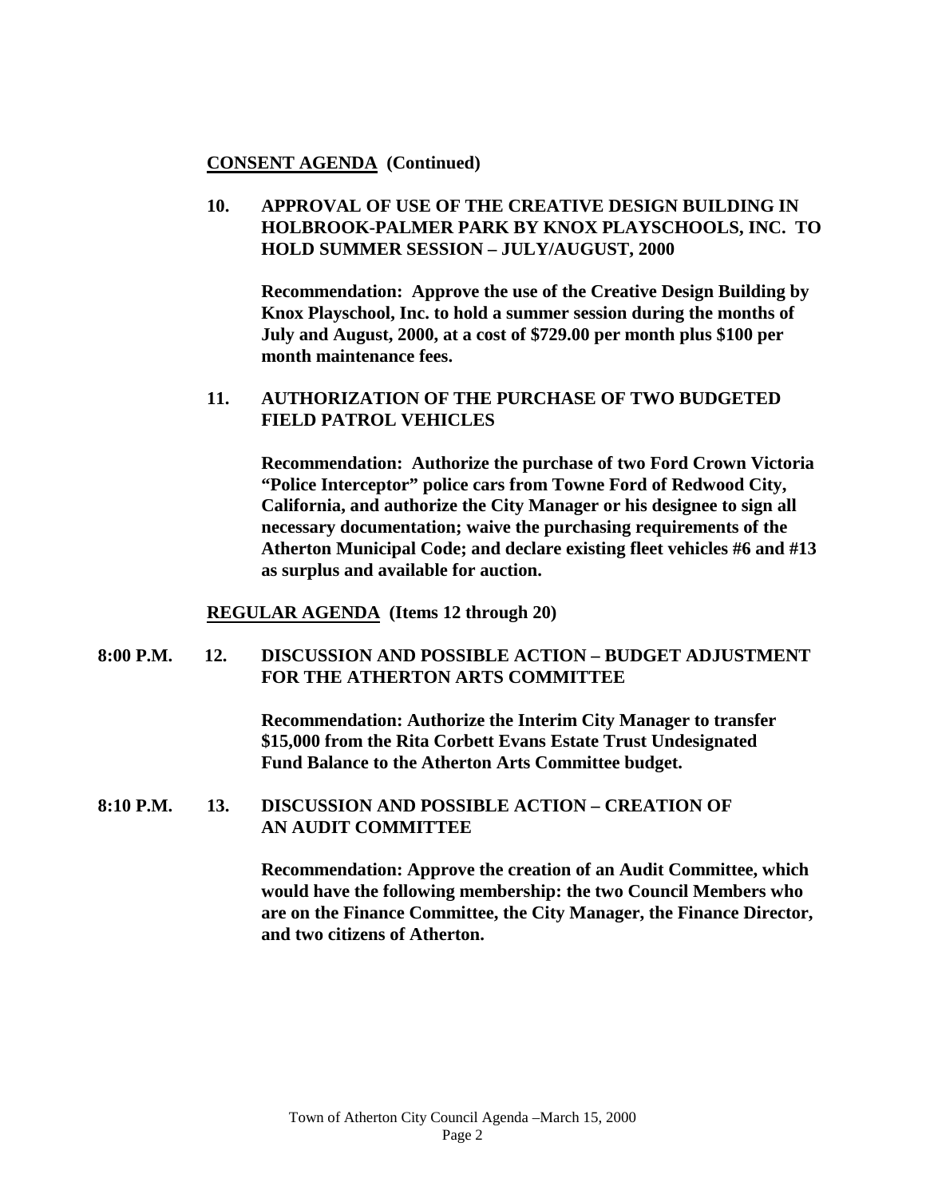**CONSENT AGENDA (Continued)**

**10. APPROVAL OF USE OF THE CREATIVE DESIGN BUILDING IN HOLBROOK-PALMER PARK BY KNOX PLAYSCHOOLS, INC. TO HOLD SUMMER SESSION – JULY/AUGUST, 2000**

**Recommendation: Approve the use of the Creative Design Building by Knox Playschool, Inc. to hold a summer session during the months of July and August, 2000, at a cost of $729.00 per month plus $100 per month maintenance fees.**

**11. AUTHORIZATION OF THE PURCHASE OF TWO BUDGETED FIELD PATROL VEHICLES**

**Recommendation: Authorize the purchase of two Ford Crown Victoria "Police Interceptor" police cars from Towne Ford of Redwood City, California, and authorize the City Manager or his designee to sign all necessary documentation; waive the purchasing requirements of the Atherton Municipal Code; and declare existing fleet vehicles #6 and #13 as surplus and available for auction.**

**REGULAR AGENDA (Items 12 through 20)**

**8:00 P.M. 12. DISCUSSION AND POSSIBLE ACTION – BUDGET ADJUSTMENT FOR THE ATHERTON ARTS COMMITTEE**

**Recommendation: Authorize the Interim City Manager to transfer $15,000 from the Rita Corbett Evans Estate Trust Undesignated Fund Balance to the Atherton Arts Committee budget.**

**8:10 P.M. 13. DISCUSSION AND POSSIBLE ACTION – CREATION OF AN AUDIT COMMITTEE**

**Recommendation: Approve the creation of an Audit Committee, which would have the following membership: the two Council Members who are on the Finance Committee, the City Manager, the Finance Director, and two citizens of Atherton.**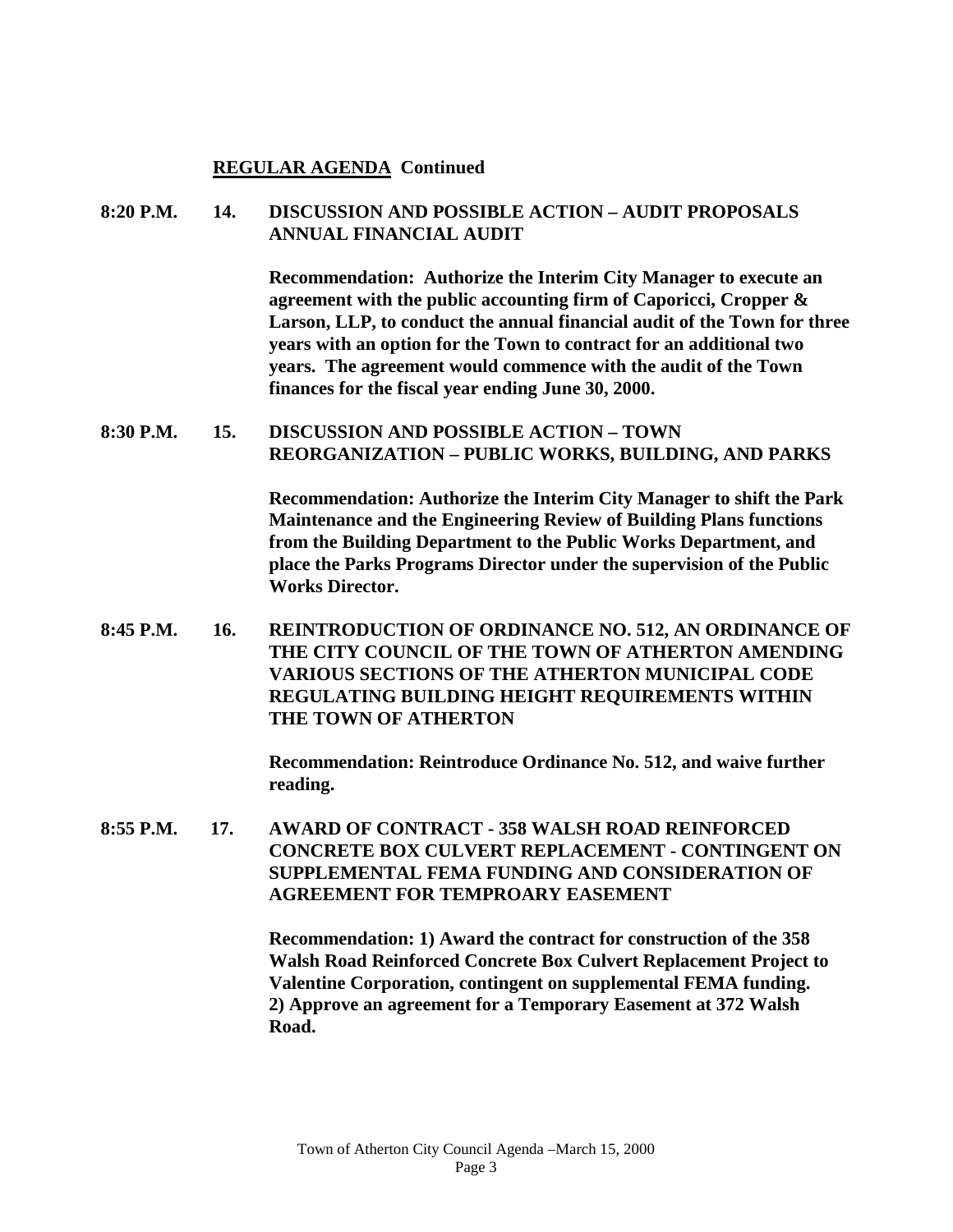**REGULAR AGENDA Continued**

**8:20 P.M. 14. DISCUSSION AND POSSIBLE ACTION – AUDIT PROPOSALS ANNUAL FINANCIAL AUDIT**

**Recommendation: Authorize the Interim City Manager to execute an agreement with the public accounting firm of Caporicci, Cropper & Larson, LLP, to conduct the annual financial audit of the Town for three years with an option for the Town to contract for an additional two years. The agreement would commence with the audit of the Town finances for the fiscal year ending June 30, 2000.**

**8:30 P.M. 15. DISCUSSION AND POSSIBLE ACTION – TOWN REORGANIZATION – PUBLIC WORKS, BUILDING, AND PARKS**

**Recommendation: Authorize the Interim City Manager to shift the Park Maintenance and the Engineering Review of Building Plans functions from the Building Department to the Public Works Department, and place the Parks Programs Director under the supervision of the Public Works Director.**

**8:45 P.M. 16. REINTRODUCTION OF ORDINANCE NO. 512, AN ORDINANCE OF THE CITY COUNCIL OF THE TOWN OF ATHERTON AMENDING VARIOUS SECTIONS OF THE ATHERTON MUNICIPAL CODE REGULATING BUILDING HEIGHT REQUIREMENTS WITHIN THE TOWN OF ATHERTON**

**Recommendation: Reintroduce Ordinance No. 512, and waive further reading.**

**8:55 P.M. 17. AWARD OF CONTRACT - 358 WALSH ROAD REINFORCED CONCRETE BOX CULVERT REPLACEMENT - CONTINGENT ON SUPPLEMENTAL FEMA FUNDING AND CONSIDERATION OF AGREEMENT FOR TEMPROARY EASEMENT**

**Recommendation: 1) Award the contract for construction of the 358 Walsh Road Reinforced Concrete Box Culvert Replacement Project to Valentine Corporation, contingent on supplemental FEMA funding. 2) Approve an agreement for a Temporary Easement at 372 Walsh Road.**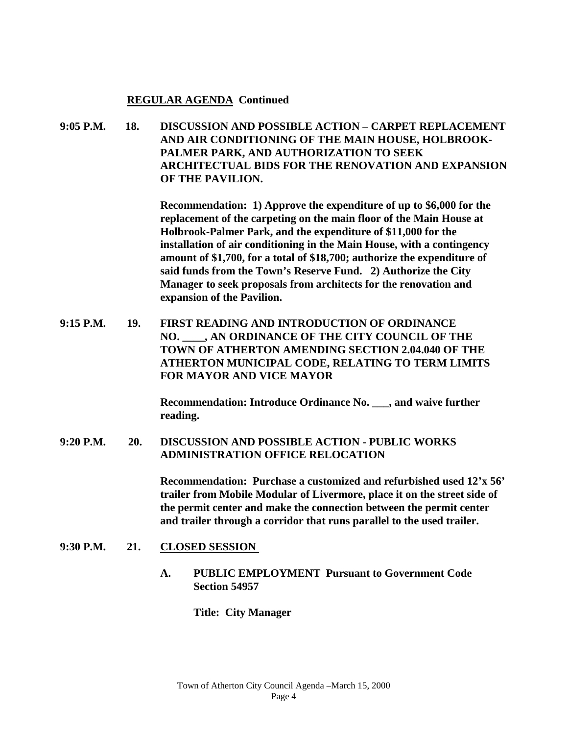**<u>REGULAR AGENDA</u> Continued**

**9:05 P.M. 18. DISCUSSION AND POSSIBLE ACTION – CARPET REPLACEMENT AND AIR CONDITIONING OF THE MAIN HOUSE, HOLBROOK-PALMER PARK, AND AUTHORIZATION TO SEEK ARCHITECTUAL BIDS FOR THE RENOVATION AND EXPANSION OF THE PAVILION.**

**Recommendation: 1) Approve the expenditure of up to $6,000 for the replacement of the carpeting on the main floor of the Main House at Holbrook-Palmer Park, and the expenditure of $11,000 for the installation of air conditioning in the Main House, with a contingency amount of $1,700, for a total of $18,700; authorize the expenditure of said funds from the Town's Reserve Fund. 2) Authorize the City Manager to seek proposals from architects for the renovation and expansion of the Pavilion.**

**9:15 P.M. 19. FIRST READING AND INTRODUCTION OF ORDINANCE NO. ____, AN ORDINANCE OF THE CITY COUNCIL OF THE TOWN OF ATHERTON AMENDING SECTION 2.04.040 OF THE ATHERTON MUNICIPAL CODE, RELATING TO TERM LIMITS FOR MAYOR AND VICE MAYOR**

**Recommendation: Introduce Ordinance No. ___, and waive further reading.**

**9:20 P.M. 20. DISCUSSION AND POSSIBLE ACTION - PUBLIC WORKS ADMINISTRATION OFFICE RELOCATION**

**Recommendation: Purchase a customized and refurbished used 12'x 56' trailer from Mobile Modular of Livermore, place it on the street side of the permit center and make the connection between the permit center and trailer through a corridor that runs parallel to the used trailer.**

**9:30 P.M. 21. <u>CLOSED SESSION</u>**

**A. PUBLIC EMPLOYMENT Pursuant to Government Code Section 54957**

**Title: City Manager**

Town of Atherton City Council Agenda –March 15, 2000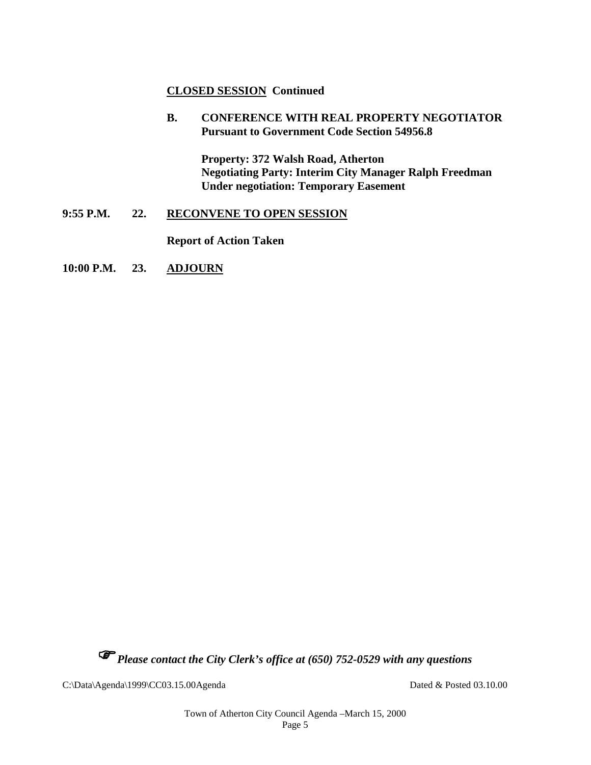**CLOSED SESSION Continued**

**B. CONFERENCE WITH REAL PROPERTY NEGOTIATOR**
**Pursuant to Government Code Section 54956.8**

**Property: 372 Walsh Road, Atherton**
**Negotiating Party: Interim City Manager Ralph Freedman**
**Under negotiation: Temporary Easement**

**9:55 P.M. 22. RECONVENE TO OPEN SESSION**

**Report of Action Taken**

**10:00 P.M. 23. ADJOURN**

☞ ***Please contact the City Clerk's office at (650) 752-0529 with any questions***

C:\Data\Agenda\1999\CC03.15.00Agenda Dated & Posted 03.10.00

Town of Atherton City Council Agenda –March 15, 2000